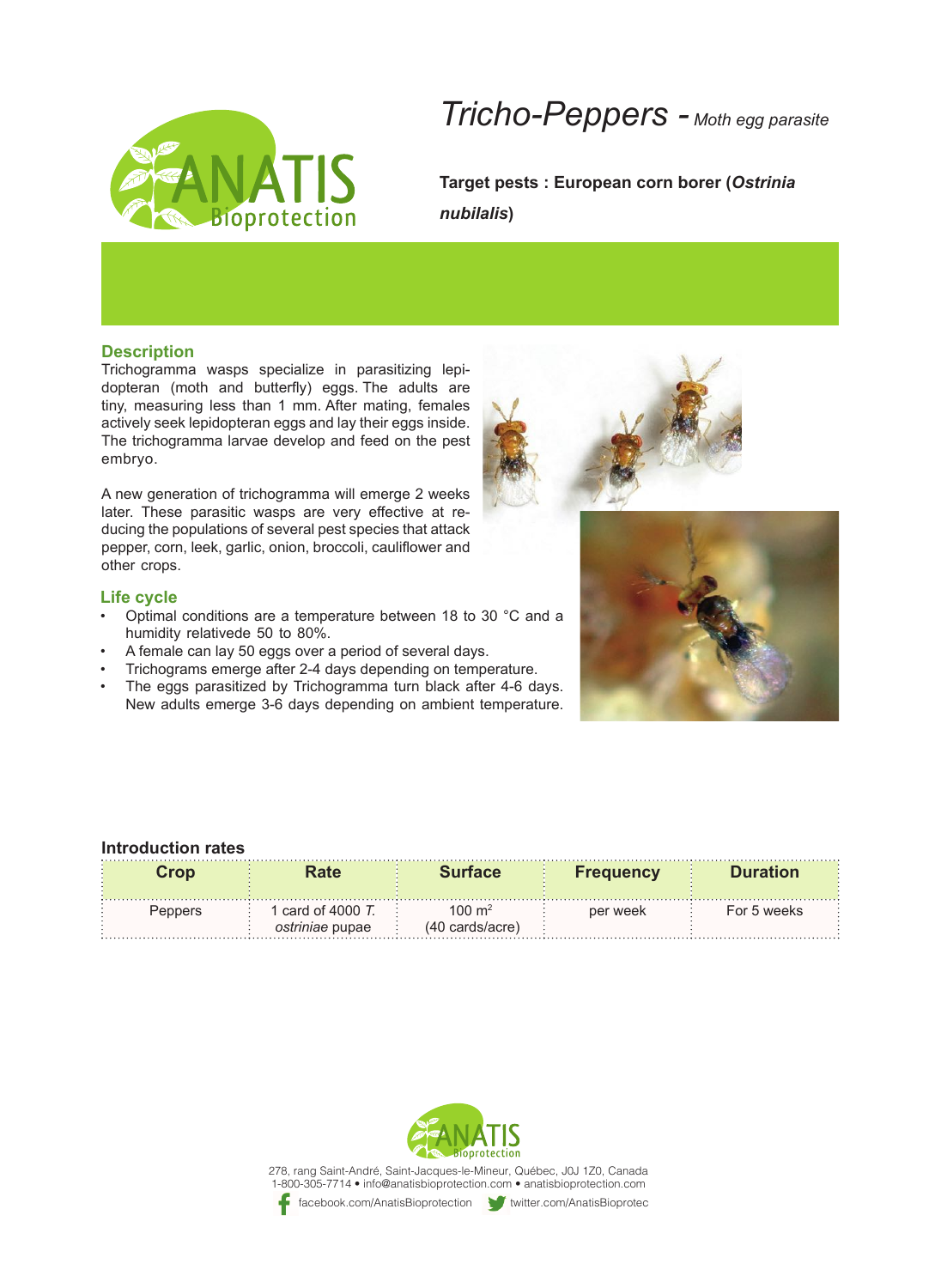# Tricho-Peppers - *Moth egg parasite*

**Target pests : European corn borer (*Ostrinia nubilalis*)**

## Description

Trichogramma wasps specialize in parasitizing lepidopteran (moth and butterfly) eggs. The adults are tiny, measuring less than 1 mm. After mating, females actively seek lepidopteran eggs and lay their eggs inside. The trichogramma larvae develop and feed on the pest embryo.

A new generation of trichogramma will emerge 2 weeks later. These parasitic wasps are very effective at reducing the populations of several pest species that attack pepper, corn, leek, garlic, onion, broccoli, cauliflower and other crops.

## Life cycle

- Optimal conditions are a temperature between 18 to 30 °C and a humidity relativede 50 to 80%.
- A female can lay 50 eggs over a period of several days.
- Trichograms emerge after 2-4 days depending on temperature.
- The eggs parasitized by Trichogramma turn black after 4-6 days. New adults emerge 3-6 days depending on ambient temperature.

### Introduction rates

| Crop | Rate | Surface | Frequency | Duration |
|---|---|---|---|---|
| Peppers | 1 card of 4000 *T. ostriniae* pupae | 100 $m^2$ (40 cards/acre) | per week | For 5 weeks |

278, rang Saint-André, Saint-Jacques-le-Mineur, Québec, J0J 1Z0, Canada
1-800-305-7714 • info@anatisbioprotection.com • anatisbioprotection.com
facebook.com/AnatisBioprotection twitter.com/AnatisBioprotec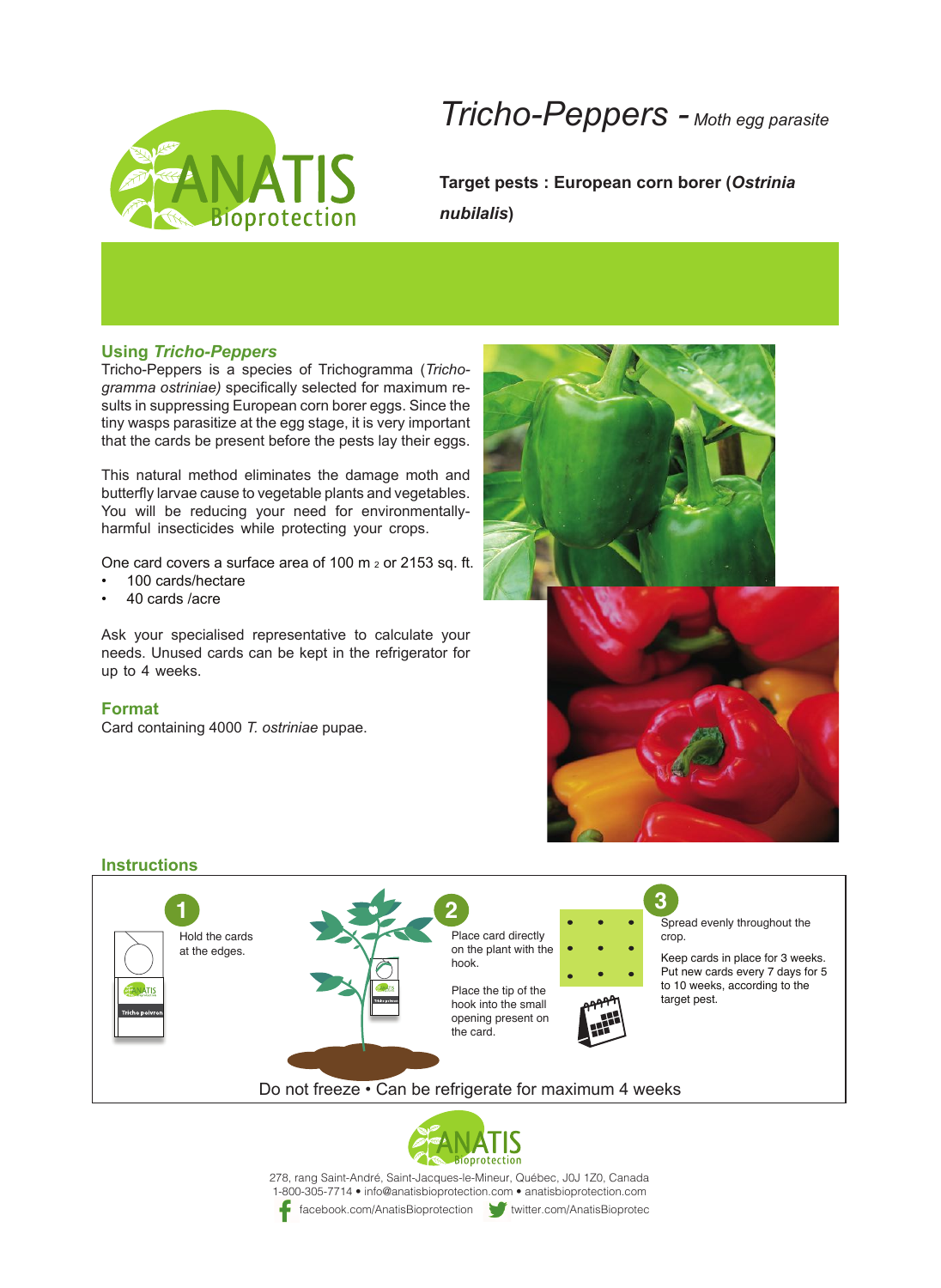# Tricho-Peppers - Moth egg parasite

**Target pests : European corn borer (*Ostrinia nubilalis*)**

## Using *Tricho-Peppers*

Tricho-Peppers is a species of Trichogramma (*Trichogramma ostriniae)* specifically selected for maximum results in suppressing European corn borer eggs. Since the tiny wasps parasitize at the egg stage, it is very important that the cards be present before the pests lay their eggs.

This natural method eliminates the damage moth and butterfly larvae cause to vegetable plants and vegetables. You will be reducing your need for environmentally-harmful insecticides while protecting your crops.

One card covers a surface area of 100 $m^2$ or 2153 sq. ft.

- 100 cards/hectare
- 40 cards /acre

Ask your specialised representative to calculate your needs. Unused cards can be kept in the refrigerator for up to 4 weeks.

## Format

Card containing 4000 *T. ostriniae* pupae.

## Instructions

1. Hold the cards at the edges.
2. Place card directly on the plant with the hook.

   Place the tip of the hook into the small opening present on the card.
3. Spread evenly throughout the crop.

   Keep cards in place for 3 weeks. Put new cards every 7 days for 5 to 10 weeks, according to the target pest.

Do not freeze • Can be refrigerate for maximum 4 weeks

278, rang Saint-André, Saint-Jacques-le-Mineur, Québec, J0J 1Z0, Canada
1-800-305-7714 • info@anatisbioprotection.com • anatisbioprotection.com
facebook.com/AnatisBioprotection twitter.com/AnatisBioprotec